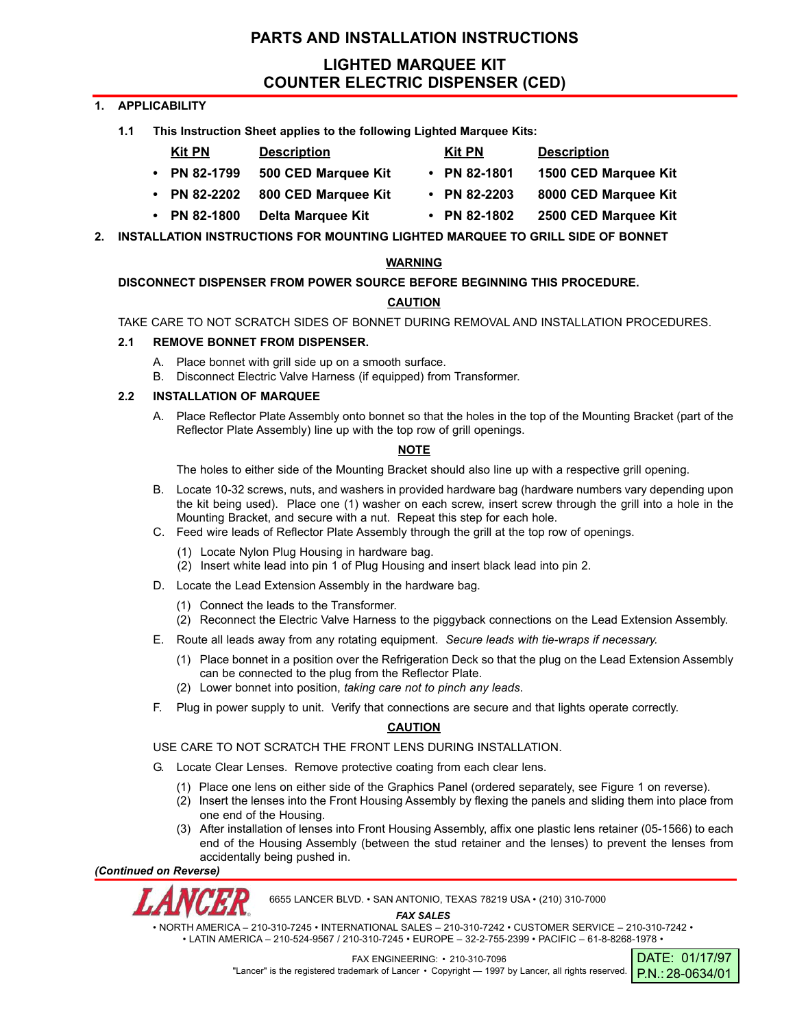# PARTS AND INSTALLATION INSTRUCTIONS

## LIGHTED MARQUEE KIT
## COUNTER ELECTRIC DISPENSER (CED)

### 1. APPLICABILITY

**1.1 This Instruction Sheet applies to the following Lighted Marquee Kits:**

| Kit PN | Description | Kit PN | Description |
|---|---|---|---|
| • PN 82-1799 | 500 CED Marquee Kit | • PN 82-1801 | 1500 CED Marquee Kit |
| • PN 82-2202 | 800 CED Marquee Kit | • PN 82-2203 | 8000 CED Marquee Kit |
| • PN 82-1800 | Delta Marquee Kit | • PN 82-1802 | 2500 CED Marquee Kit |

### 2. INSTALLATION INSTRUCTIONS FOR MOUNTING LIGHTED MARQUEE TO GRILL SIDE OF BONNET

**WARNING**

**DISCONNECT DISPENSER FROM POWER SOURCE BEFORE BEGINNING THIS PROCEDURE.**

**CAUTION**

TAKE CARE TO NOT SCRATCH SIDES OF BONNET DURING REMOVAL AND INSTALLATION PROCEDURES.

**2.1 REMOVE BONNET FROM DISPENSER.**

A. Place bonnet with grill side up on a smooth surface.

B. Disconnect Electric Valve Harness (if equipped) from Transformer.

**2.2 INSTALLATION OF MARQUEE**

A. Place Reflector Plate Assembly onto bonnet so that the holes in the top of the Mounting Bracket (part of the Reflector Plate Assembly) line up with the top row of grill openings.

**NOTE**

The holes to either side of the Mounting Bracket should also line up with a respective grill opening.

B. Locate 10-32 screws, nuts, and washers in provided hardware bag (hardware numbers vary depending upon the kit being used). Place one (1) washer on each screw, insert screw through the grill into a hole in the Mounting Bracket, and secure with a nut. Repeat this step for each hole.

C. Feed wire leads of Reflector Plate Assembly through the grill at the top row of openings.

(1) Locate Nylon Plug Housing in hardware bag.

(2) Insert white lead into pin 1 of Plug Housing and insert black lead into pin 2.

D. Locate the Lead Extension Assembly in the hardware bag.

(1) Connect the leads to the Transformer.

(2) Reconnect the Electric Valve Harness to the piggyback connections on the Lead Extension Assembly.

E. Route all leads away from any rotating equipment. *Secure leads with tie-wraps if necessary.*

(1) Place bonnet in a position over the Refrigeration Deck so that the plug on the Lead Extension Assembly can be connected to the plug from the Reflector Plate.

(2) Lower bonnet into position, *taking care not to pinch any leads*.

F. Plug in power supply to unit. Verify that connections are secure and that lights operate correctly.

**CAUTION**

USE CARE TO NOT SCRATCH THE FRONT LENS DURING INSTALLATION.

G. Locate Clear Lenses. Remove protective coating from each clear lens.

(1) Place one lens on either side of the Graphics Panel (ordered separately, see Figure 1 on reverse).

(2) Insert the lenses into the Front Housing Assembly by flexing the panels and sliding them into place from one end of the Housing.

(3) After installation of lenses into Front Housing Assembly, affix one plastic lens retainer (05-1566) to each end of the Housing Assembly (between the stud retainer and the lenses) to prevent the lenses from accidentally being pushed in.

***(Continued on Reverse)***

LANCER 6655 LANCER BLVD. • SAN ANTONIO, TEXAS 78219 USA • (210) 310-7000

***FAX SALES***

• NORTH AMERICA – 210-310-7245 • INTERNATIONAL SALES – 210-310-7242 • CUSTOMER SERVICE – 210-310-7242 •
• LATIN AMERICA – 210-524-9567 / 210-310-7245 • EUROPE – 32-2-755-2399 • PACIFIC – 61-8-8268-1978 •

FAX ENGINEERING: • 210-310-7096

"Lancer" is the registered trademark of Lancer • Copyright — 1997 by Lancer, all rights reserved.

DATE: 01/17/97
P.N.: 28-0634/01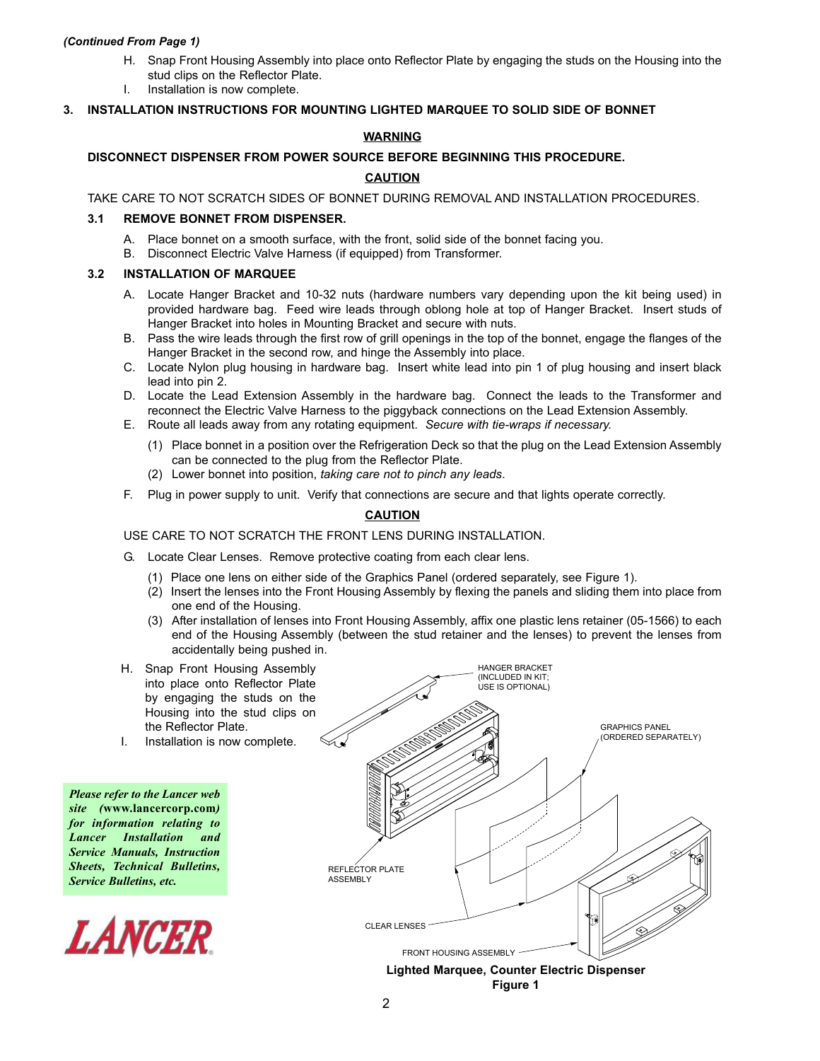*(Continued From Page 1)*

H. Snap Front Housing Assembly into place onto Reflector Plate by engaging the studs on the Housing into the stud clips on the Reflector Plate.
I. Installation is now complete.

## 3. INSTALLATION INSTRUCTIONS FOR MOUNTING LIGHTED MARQUEE TO SOLID SIDE OF BONNET

**WARNING**

**DISCONNECT DISPENSER FROM POWER SOURCE BEFORE BEGINNING THIS PROCEDURE.**

**CAUTION**

TAKE CARE TO NOT SCRATCH SIDES OF BONNET DURING REMOVAL AND INSTALLATION PROCEDURES.

### 3.1 REMOVE BONNET FROM DISPENSER.

A. Place bonnet on a smooth surface, with the front, solid side of the bonnet facing you.
B. Disconnect Electric Valve Harness (if equipped) from Transformer.

### 3.2 INSTALLATION OF MARQUEE

A. Locate Hanger Bracket and 10-32 nuts (hardware numbers vary depending upon the kit being used) in provided hardware bag. Feed wire leads through oblong hole at top of Hanger Bracket. Insert studs of Hanger Bracket into holes in Mounting Bracket and secure with nuts.
B. Pass the wire leads through the first row of grill openings in the top of the bonnet, engage the flanges of the Hanger Bracket in the second row, and hinge the Assembly into place.
C. Locate Nylon plug housing in hardware bag. Insert white lead into pin 1 of plug housing and insert black lead into pin 2.
D. Locate the Lead Extension Assembly in the hardware bag. Connect the leads to the Transformer and reconnect the Electric Valve Harness to the piggyback connections on the Lead Extension Assembly.
E. Route all leads away from any rotating equipment. *Secure with tie-wraps if necessary.*
   (1) Place bonnet in a position over the Refrigeration Deck so that the plug on the Lead Extension Assembly can be connected to the plug from the Reflector Plate.
   (2) Lower bonnet into position, *taking care not to pinch any leads*.
F. Plug in power supply to unit. Verify that connections are secure and that lights operate correctly.

**CAUTION**

USE CARE TO NOT SCRATCH THE FRONT LENS DURING INSTALLATION.

G. Locate Clear Lenses. Remove protective coating from each clear lens.
   (1) Place one lens on either side of the Graphics Panel (ordered separately, see Figure 1).
   (2) Insert the lenses into the Front Housing Assembly by flexing the panels and sliding them into place from one end of the Housing.
   (3) After installation of lenses into Front Housing Assembly, affix one plastic lens retainer (05-1566) to each end of the Housing Assembly (between the stud retainer and the lenses) to prevent the lenses from accidentally being pushed in.
H. Snap Front Housing Assembly into place onto Reflector Plate by engaging the studs on the Housing into the stud clips on the Reflector Plate.
I. Installation is now complete.

***Please refer to the Lancer web site (www.lancercorp.com) for information relating to Lancer Installation and Service Manuals, Instruction Sheets, Technical Bulletins, Service Bulletins, etc.***

LANCER

HANGER BRACKET (INCLUDED IN KIT; USE IS OPTIONAL)

GRAPHICS PANEL (ORDERED SEPARATELY)

REFLECTOR PLATE ASSEMBLY

CLEAR LENSES

FRONT HOUSING ASSEMBLY

**Lighted Marquee, Counter Electric Dispenser**
**Figure 1**